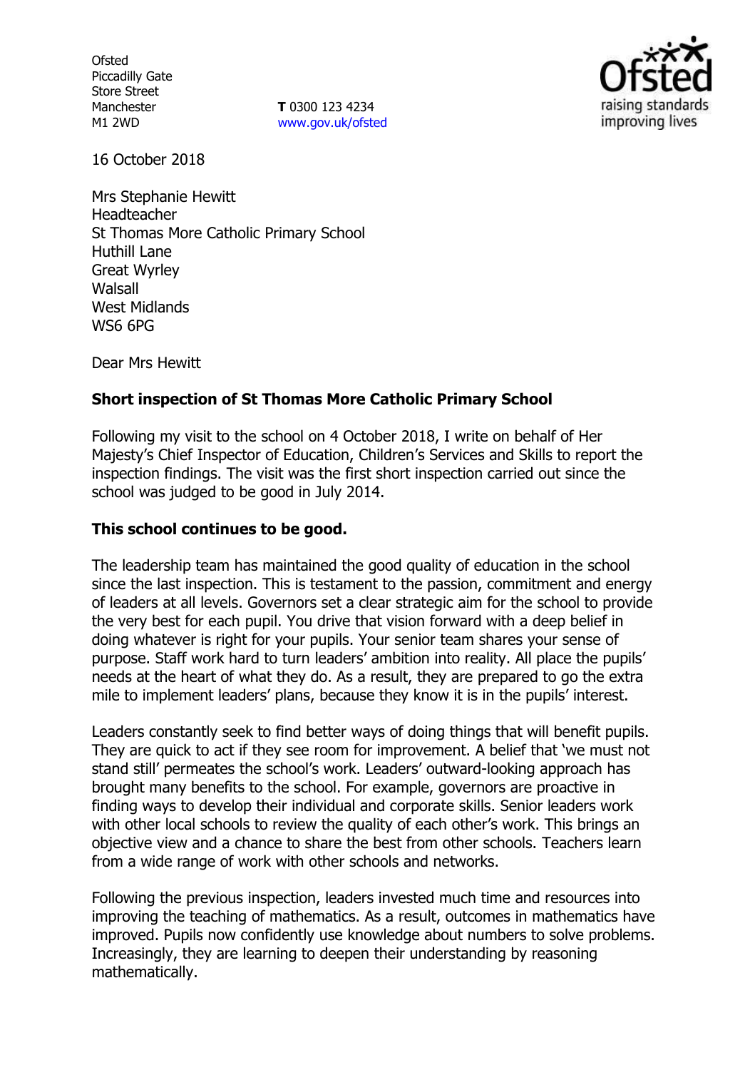Ofsted
Piccadilly Gate
Store Street
Manchester
M1 2WD

**T** 0300 123 4234
www.gov.uk/ofsted

16 October 2018

Mrs Stephanie Hewitt
Headteacher
St Thomas More Catholic Primary School
Huthill Lane
Great Wyrley
Walsall
West Midlands
WS6 6PG

Dear Mrs Hewitt

**Short inspection of St Thomas More Catholic Primary School**

Following my visit to the school on 4 October 2018, I write on behalf of Her Majesty's Chief Inspector of Education, Children's Services and Skills to report the inspection findings. The visit was the first short inspection carried out since the school was judged to be good in July 2014.

**This school continues to be good.**

The leadership team has maintained the good quality of education in the school since the last inspection. This is testament to the passion, commitment and energy of leaders at all levels. Governors set a clear strategic aim for the school to provide the very best for each pupil. You drive that vision forward with a deep belief in doing whatever is right for your pupils. Your senior team shares your sense of purpose. Staff work hard to turn leaders' ambition into reality. All place the pupils' needs at the heart of what they do. As a result, they are prepared to go the extra mile to implement leaders' plans, because they know it is in the pupils' interest.

Leaders constantly seek to find better ways of doing things that will benefit pupils. They are quick to act if they see room for improvement. A belief that 'we must not stand still' permeates the school's work. Leaders' outward-looking approach has brought many benefits to the school. For example, governors are proactive in finding ways to develop their individual and corporate skills. Senior leaders work with other local schools to review the quality of each other's work. This brings an objective view and a chance to share the best from other schools. Teachers learn from a wide range of work with other schools and networks.

Following the previous inspection, leaders invested much time and resources into improving the teaching of mathematics. As a result, outcomes in mathematics have improved. Pupils now confidently use knowledge about numbers to solve problems. Increasingly, they are learning to deepen their understanding by reasoning mathematically.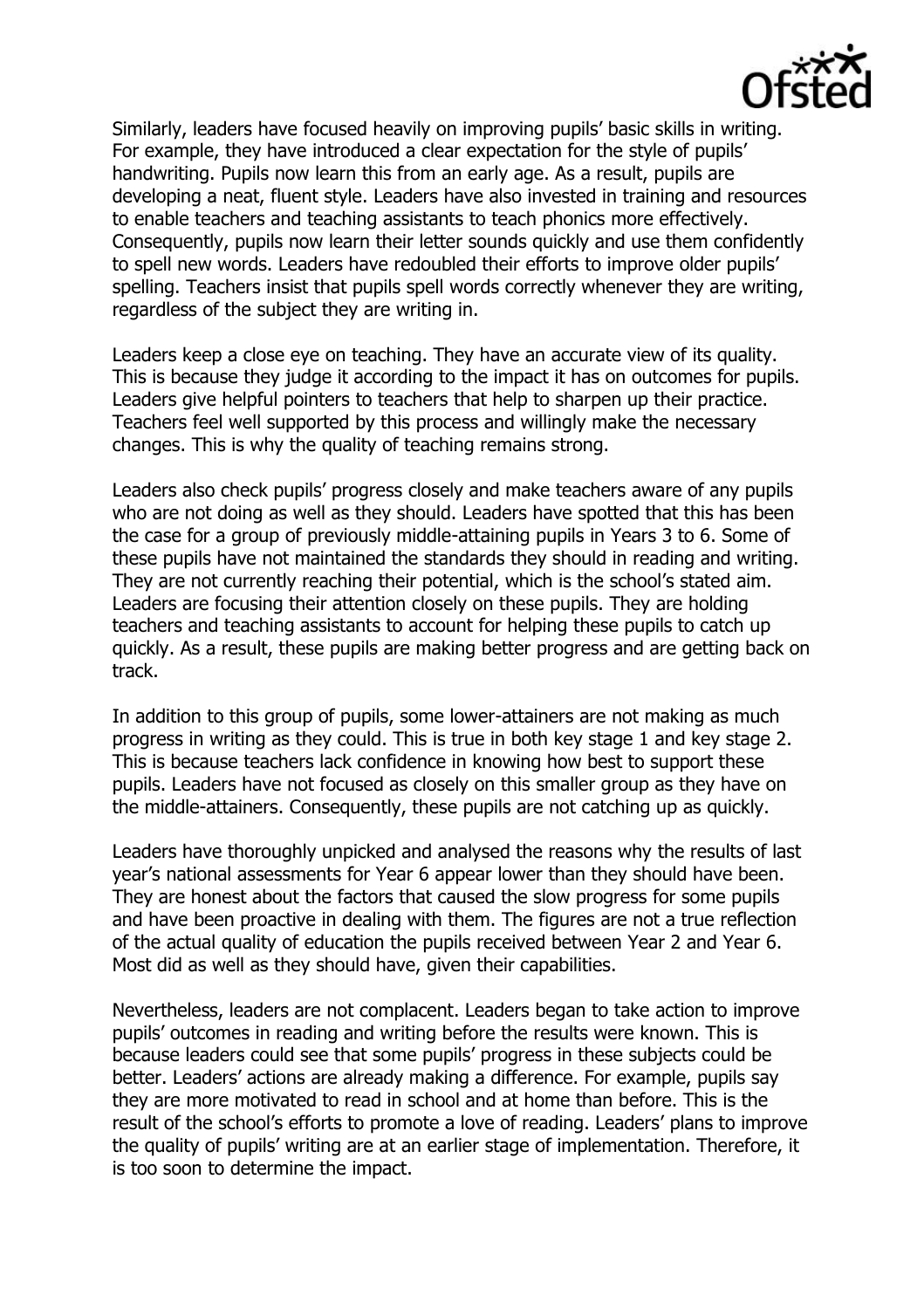Similarly, leaders have focused heavily on improving pupils' basic skills in writing. For example, they have introduced a clear expectation for the style of pupils' handwriting. Pupils now learn this from an early age. As a result, pupils are developing a neat, fluent style. Leaders have also invested in training and resources to enable teachers and teaching assistants to teach phonics more effectively. Consequently, pupils now learn their letter sounds quickly and use them confidently to spell new words. Leaders have redoubled their efforts to improve older pupils' spelling. Teachers insist that pupils spell words correctly whenever they are writing, regardless of the subject they are writing in.

Leaders keep a close eye on teaching. They have an accurate view of its quality. This is because they judge it according to the impact it has on outcomes for pupils. Leaders give helpful pointers to teachers that help to sharpen up their practice. Teachers feel well supported by this process and willingly make the necessary changes. This is why the quality of teaching remains strong.

Leaders also check pupils' progress closely and make teachers aware of any pupils who are not doing as well as they should. Leaders have spotted that this has been the case for a group of previously middle-attaining pupils in Years 3 to 6. Some of these pupils have not maintained the standards they should in reading and writing. They are not currently reaching their potential, which is the school's stated aim. Leaders are focusing their attention closely on these pupils. They are holding teachers and teaching assistants to account for helping these pupils to catch up quickly. As a result, these pupils are making better progress and are getting back on track.

In addition to this group of pupils, some lower-attainers are not making as much progress in writing as they could. This is true in both key stage 1 and key stage 2. This is because teachers lack confidence in knowing how best to support these pupils. Leaders have not focused as closely on this smaller group as they have on the middle-attainers. Consequently, these pupils are not catching up as quickly.

Leaders have thoroughly unpicked and analysed the reasons why the results of last year's national assessments for Year 6 appear lower than they should have been. They are honest about the factors that caused the slow progress for some pupils and have been proactive in dealing with them. The figures are not a true reflection of the actual quality of education the pupils received between Year 2 and Year 6. Most did as well as they should have, given their capabilities.

Nevertheless, leaders are not complacent. Leaders began to take action to improve pupils' outcomes in reading and writing before the results were known. This is because leaders could see that some pupils' progress in these subjects could be better. Leaders' actions are already making a difference. For example, pupils say they are more motivated to read in school and at home than before. This is the result of the school's efforts to promote a love of reading. Leaders' plans to improve the quality of pupils' writing are at an earlier stage of implementation. Therefore, it is too soon to determine the impact.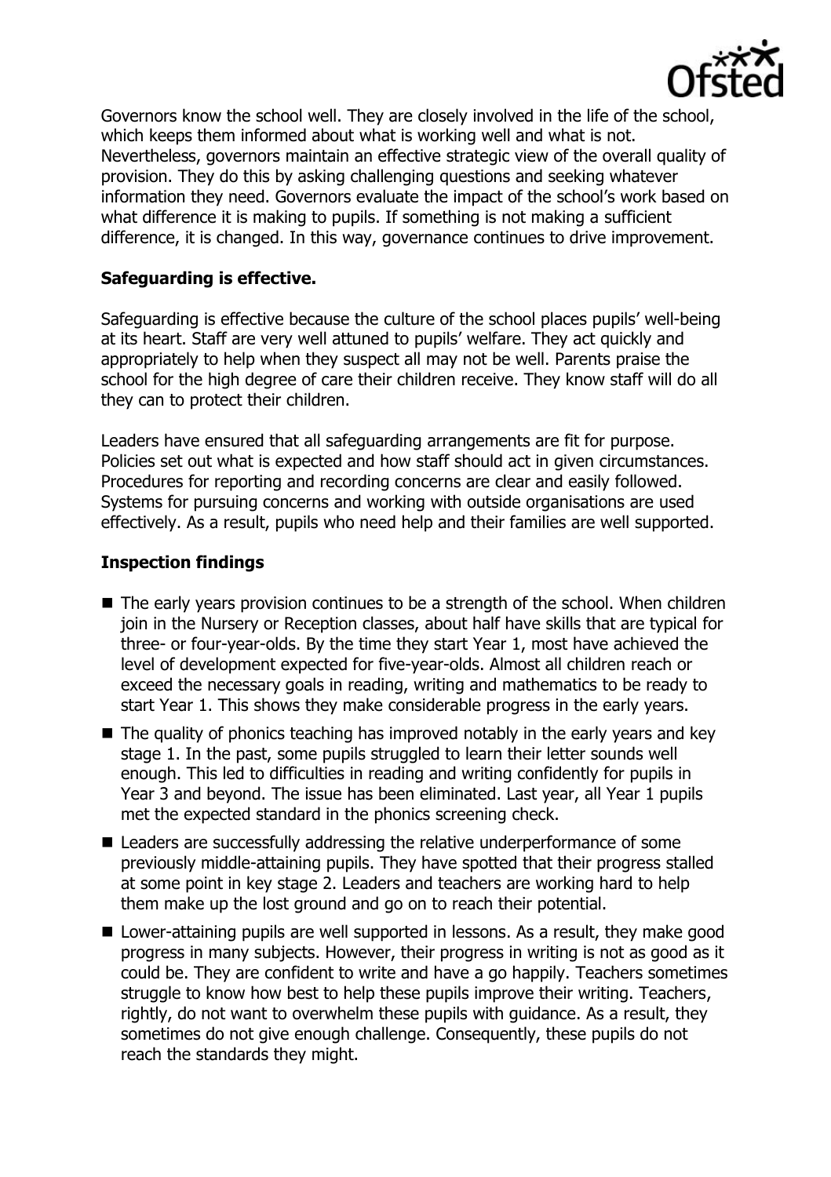Governors know the school well. They are closely involved in the life of the school, which keeps them informed about what is working well and what is not. Nevertheless, governors maintain an effective strategic view of the overall quality of provision. They do this by asking challenging questions and seeking whatever information they need. Governors evaluate the impact of the school's work based on what difference it is making to pupils. If something is not making a sufficient difference, it is changed. In this way, governance continues to drive improvement.

### Safeguarding is effective.

Safeguarding is effective because the culture of the school places pupils' well-being at its heart. Staff are very well attuned to pupils' welfare. They act quickly and appropriately to help when they suspect all may not be well. Parents praise the school for the high degree of care their children receive. They know staff will do all they can to protect their children.

Leaders have ensured that all safeguarding arrangements are fit for purpose. Policies set out what is expected and how staff should act in given circumstances. Procedures for reporting and recording concerns are clear and easily followed. Systems for pursuing concerns and working with outside organisations are used effectively. As a result, pupils who need help and their families are well supported.

### Inspection findings

- The early years provision continues to be a strength of the school. When children join in the Nursery or Reception classes, about half have skills that are typical for three- or four-year-olds. By the time they start Year 1, most have achieved the level of development expected for five-year-olds. Almost all children reach or exceed the necessary goals in reading, writing and mathematics to be ready to start Year 1. This shows they make considerable progress in the early years.
- The quality of phonics teaching has improved notably in the early years and key stage 1. In the past, some pupils struggled to learn their letter sounds well enough. This led to difficulties in reading and writing confidently for pupils in Year 3 and beyond. The issue has been eliminated. Last year, all Year 1 pupils met the expected standard in the phonics screening check.
- Leaders are successfully addressing the relative underperformance of some previously middle-attaining pupils. They have spotted that their progress stalled at some point in key stage 2. Leaders and teachers are working hard to help them make up the lost ground and go on to reach their potential.
- Lower-attaining pupils are well supported in lessons. As a result, they make good progress in many subjects. However, their progress in writing is not as good as it could be. They are confident to write and have a go happily. Teachers sometimes struggle to know how best to help these pupils improve their writing. Teachers, rightly, do not want to overwhelm these pupils with guidance. As a result, they sometimes do not give enough challenge. Consequently, these pupils do not reach the standards they might.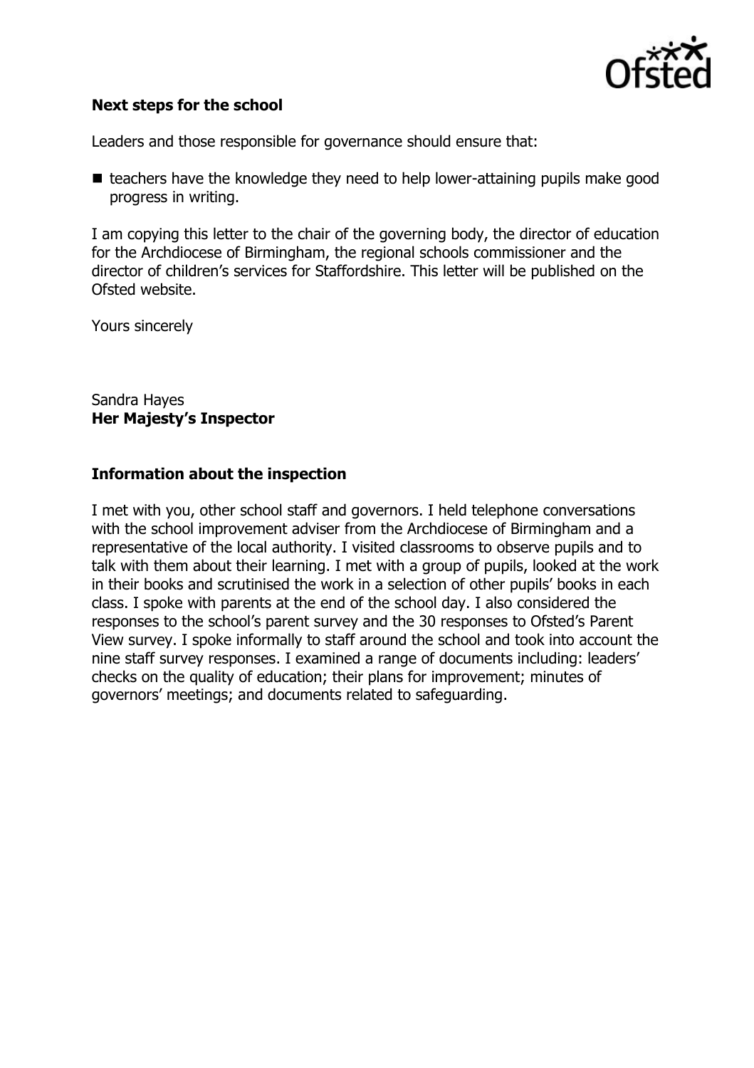## Next steps for the school

Leaders and those responsible for governance should ensure that:

- teachers have the knowledge they need to help lower-attaining pupils make good progress in writing.

I am copying this letter to the chair of the governing body, the director of education for the Archdiocese of Birmingham, the regional schools commissioner and the director of children's services for Staffordshire. This letter will be published on the Ofsted website.

Yours sincerely

Sandra Hayes
**Her Majesty's Inspector**

## Information about the inspection

I met with you, other school staff and governors. I held telephone conversations with the school improvement adviser from the Archdiocese of Birmingham and a representative of the local authority. I visited classrooms to observe pupils and to talk with them about their learning. I met with a group of pupils, looked at the work in their books and scrutinised the work in a selection of other pupils' books in each class. I spoke with parents at the end of the school day. I also considered the responses to the school's parent survey and the 30 responses to Ofsted's Parent View survey. I spoke informally to staff around the school and took into account the nine staff survey responses. I examined a range of documents including: leaders' checks on the quality of education; their plans for improvement; minutes of governors' meetings; and documents related to safeguarding.